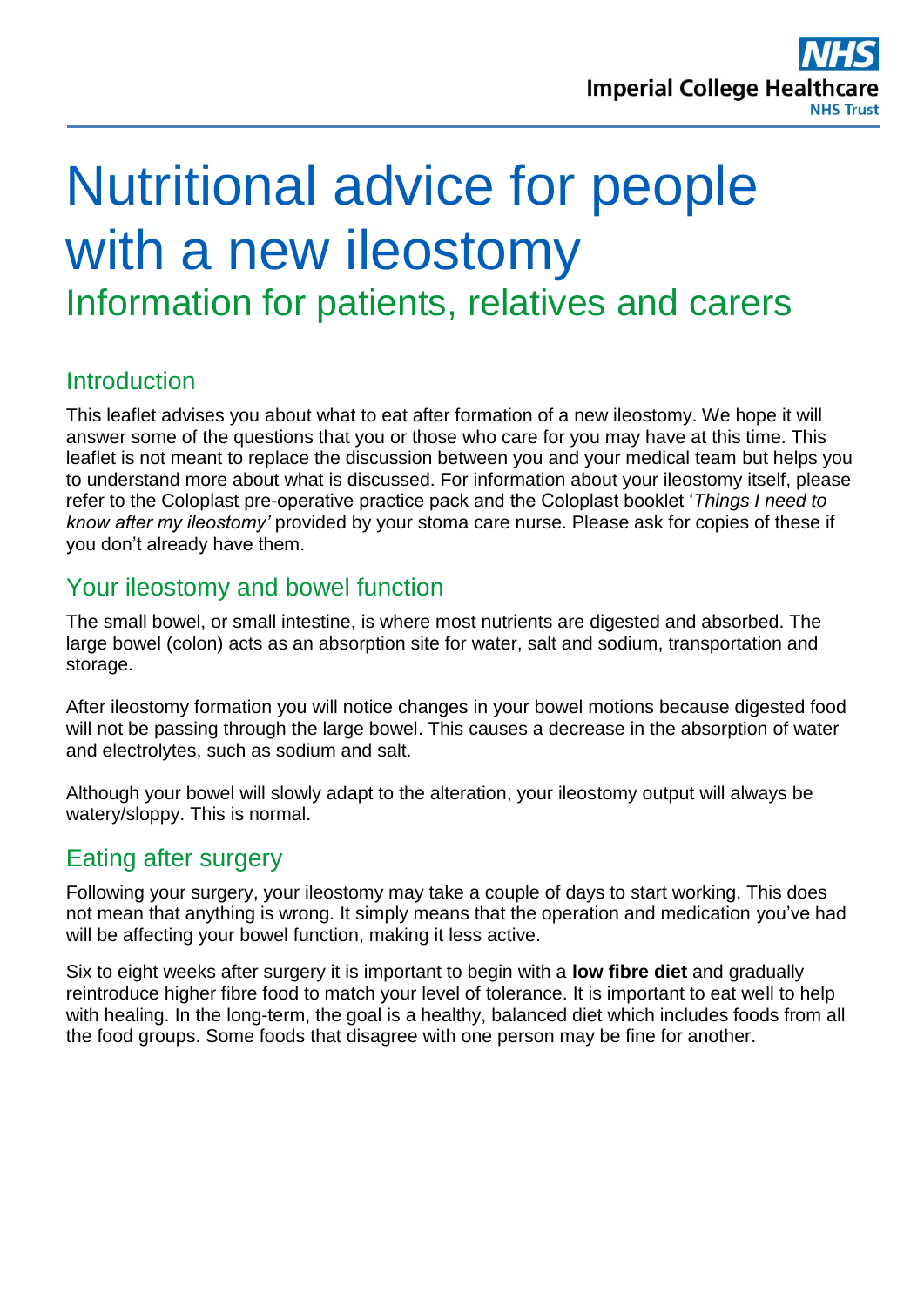# Nutritional advice for people with a new ileostomy

## Information for patients, relatives and carers

## Introduction

This leaflet advises you about what to eat after formation of a new ileostomy. We hope it will answer some of the questions that you or those who care for you may have at this time. This leaflet is not meant to replace the discussion between you and your medical team but helps you to understand more about what is discussed. For information about your ileostomy itself, please refer to the Coloplast pre-operative practice pack and the Coloplast booklet '*Things I need to know after my ileostomy'* provided by your stoma care nurse. Please ask for copies of these if you don't already have them.

## Your ileostomy and bowel function

The small bowel, or small intestine, is where most nutrients are digested and absorbed. The large bowel (colon) acts as an absorption site for water, salt and sodium, transportation and storage.

After ileostomy formation you will notice changes in your bowel motions because digested food will not be passing through the large bowel. This causes a decrease in the absorption of water and electrolytes, such as sodium and salt.

Although your bowel will slowly adapt to the alteration, your ileostomy output will always be watery/sloppy. This is normal.

## Eating after surgery

Following your surgery, your ileostomy may take a couple of days to start working. This does not mean that anything is wrong. It simply means that the operation and medication you've had will be affecting your bowel function, making it less active.

Six to eight weeks after surgery it is important to begin with a **low fibre diet** and gradually reintroduce higher fibre food to match your level of tolerance. It is important to eat well to help with healing. In the long-term, the goal is a healthy, balanced diet which includes foods from all the food groups. Some foods that disagree with one person may be fine for another.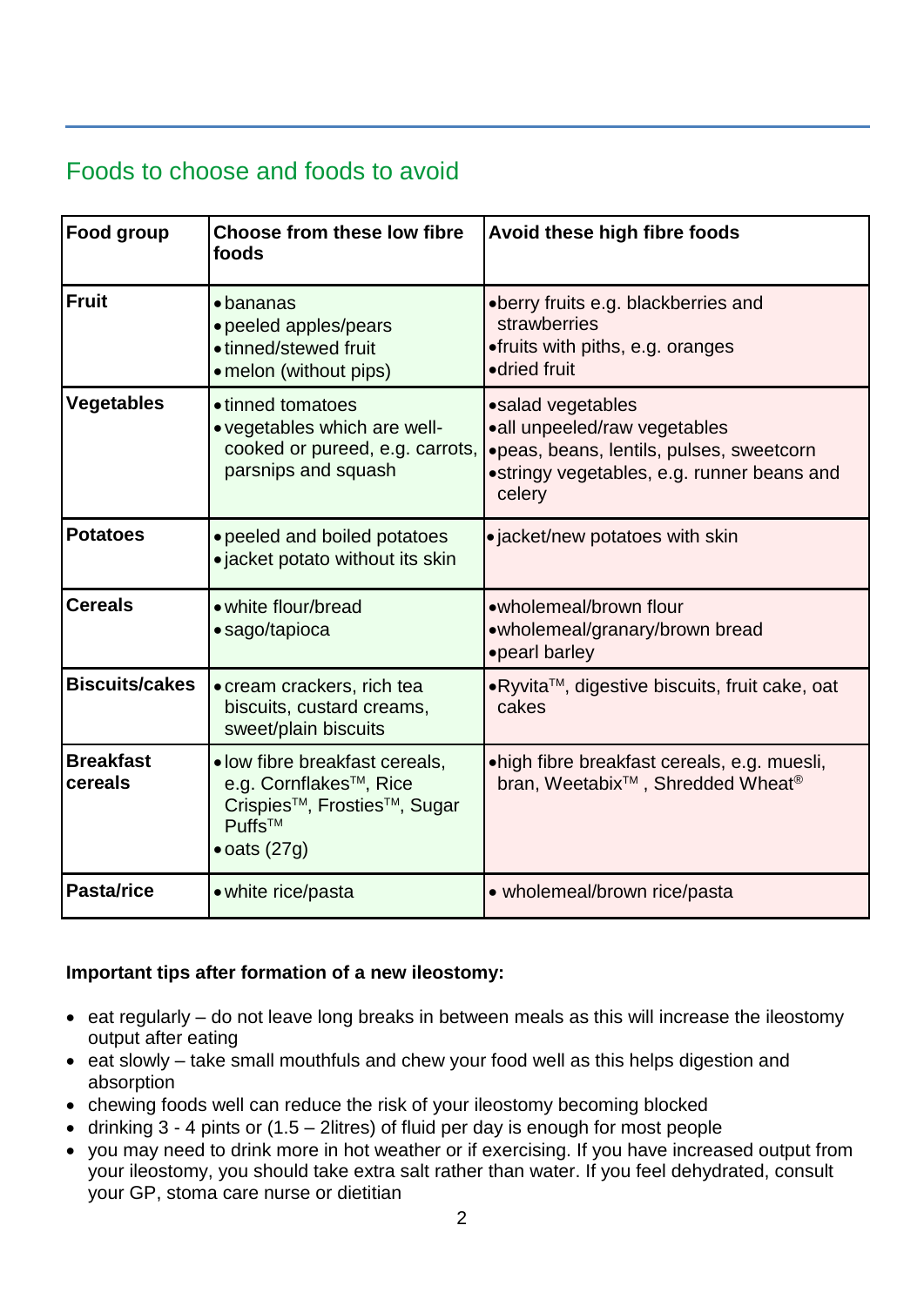## Foods to choose and foods to avoid

| Food group | Choose from these low fibre foods | Avoid these high fibre foods |
|---|---|---|
| **Fruit** | • bananas<br>• peeled apples/pears<br>• tinned/stewed fruit<br>• melon (without pips) | • berry fruits e.g. blackberries and strawberries<br>• fruits with piths, e.g. oranges<br>• dried fruit |
| **Vegetables** | • tinned tomatoes<br>• vegetables which are well-cooked or pureed, e.g. carrots, parsnips and squash | • salad vegetables<br>• all unpeeled/raw vegetables<br>• peas, beans, lentils, pulses, sweetcorn<br>• stringy vegetables, e.g. runner beans and celery |
| **Potatoes** | • peeled and boiled potatoes<br>• jacket potato without its skin | • jacket/new potatoes with skin |
| **Cereals** | • white flour/bread<br>• sago/tapioca | • wholemeal/brown flour<br>• wholemeal/granary/brown bread<br>• pearl barley |
| **Biscuits/cakes** | • cream crackers, rich tea biscuits, custard creams, sweet/plain biscuits | • Ryvita™, digestive biscuits, fruit cake, oat cakes |
| **Breakfast cereals** | • low fibre breakfast cereals, e.g. Cornflakes™, Rice Crispies™, Frosties™, Sugar Puffs™<br>• oats (27g) | • high fibre breakfast cereals, e.g. muesli, bran, Weetabix™ , Shredded Wheat® |
| **Pasta/rice** | • white rice/pasta | • wholemeal/brown rice/pasta |

**Important tips after formation of a new ileostomy:**

- eat regularly – do not leave long breaks in between meals as this will increase the ileostomy output after eating
- eat slowly – take small mouthfuls and chew your food well as this helps digestion and absorption
- chewing foods well can reduce the risk of your ileostomy becoming blocked
- drinking 3 - 4 pints or (1.5 – 2litres) of fluid per day is enough for most people
- you may need to drink more in hot weather or if exercising. If you have increased output from your ileostomy, you should take extra salt rather than water. If you feel dehydrated, consult your GP, stoma care nurse or dietitian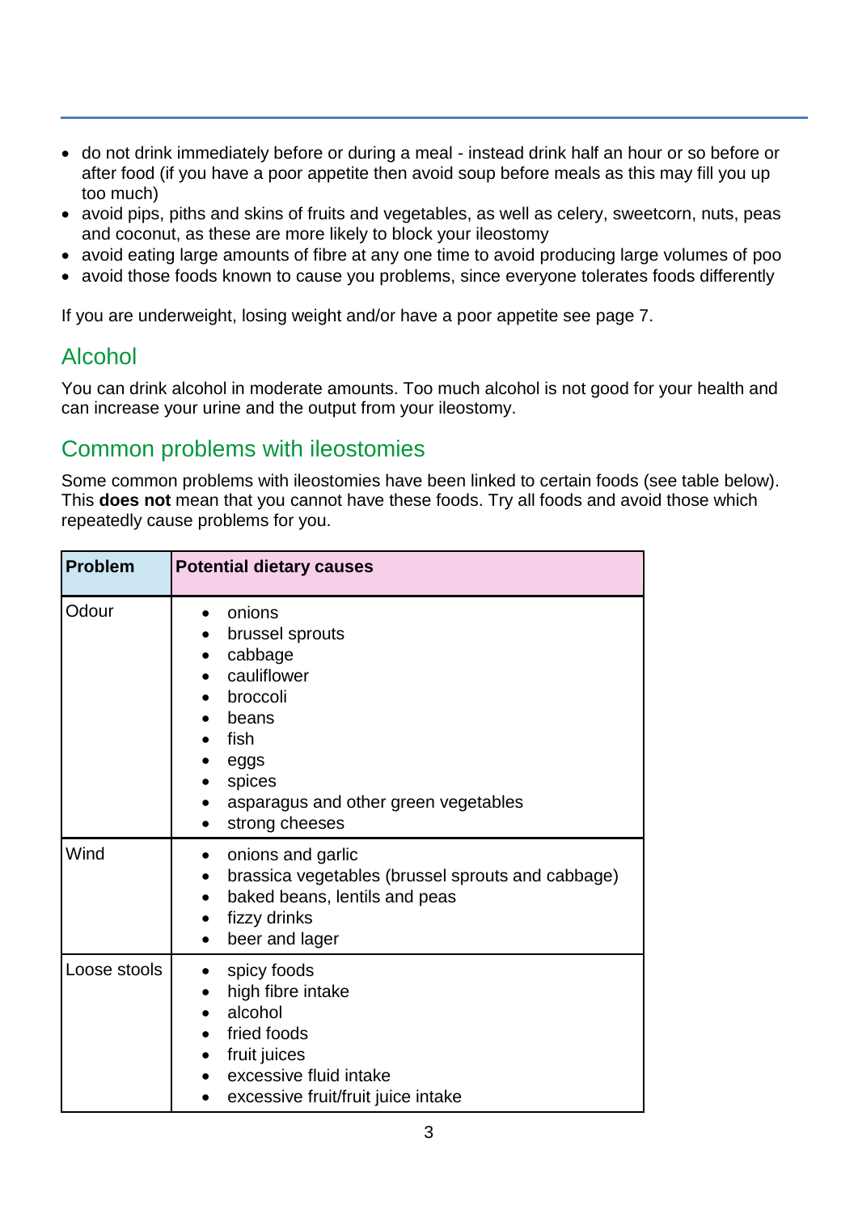- do not drink immediately before or during a meal - instead drink half an hour or so before or after food (if you have a poor appetite then avoid soup before meals as this may fill you up too much)
- avoid pips, piths and skins of fruits and vegetables, as well as celery, sweetcorn, nuts, peas and coconut, as these are more likely to block your ileostomy
- avoid eating large amounts of fibre at any one time to avoid producing large volumes of poo
- avoid those foods known to cause you problems, since everyone tolerates foods differently

If you are underweight, losing weight and/or have a poor appetite see page 7.

## Alcohol

You can drink alcohol in moderate amounts. Too much alcohol is not good for your health and can increase your urine and the output from your ileostomy.

## Common problems with ileostomies

Some common problems with ileostomies have been linked to certain foods (see table below). This **does not** mean that you cannot have these foods. Try all foods and avoid those which repeatedly cause problems for you.

| Problem | Potential dietary causes |
| --- | --- |
| Odour | • onions<br>• brussel sprouts<br>• cabbage<br>• cauliflower<br>• broccoli<br>• beans<br>• fish<br>• eggs<br>• spices<br>• asparagus and other green vegetables<br>• strong cheeses |
| Wind | • onions and garlic<br>• brassica vegetables (brussel sprouts and cabbage)<br>• baked beans, lentils and peas<br>• fizzy drinks<br>• beer and lager |
| Loose stools | • spicy foods<br>• high fibre intake<br>• alcohol<br>• fried foods<br>• fruit juices<br>• excessive fluid intake<br>• excessive fruit/fruit juice intake |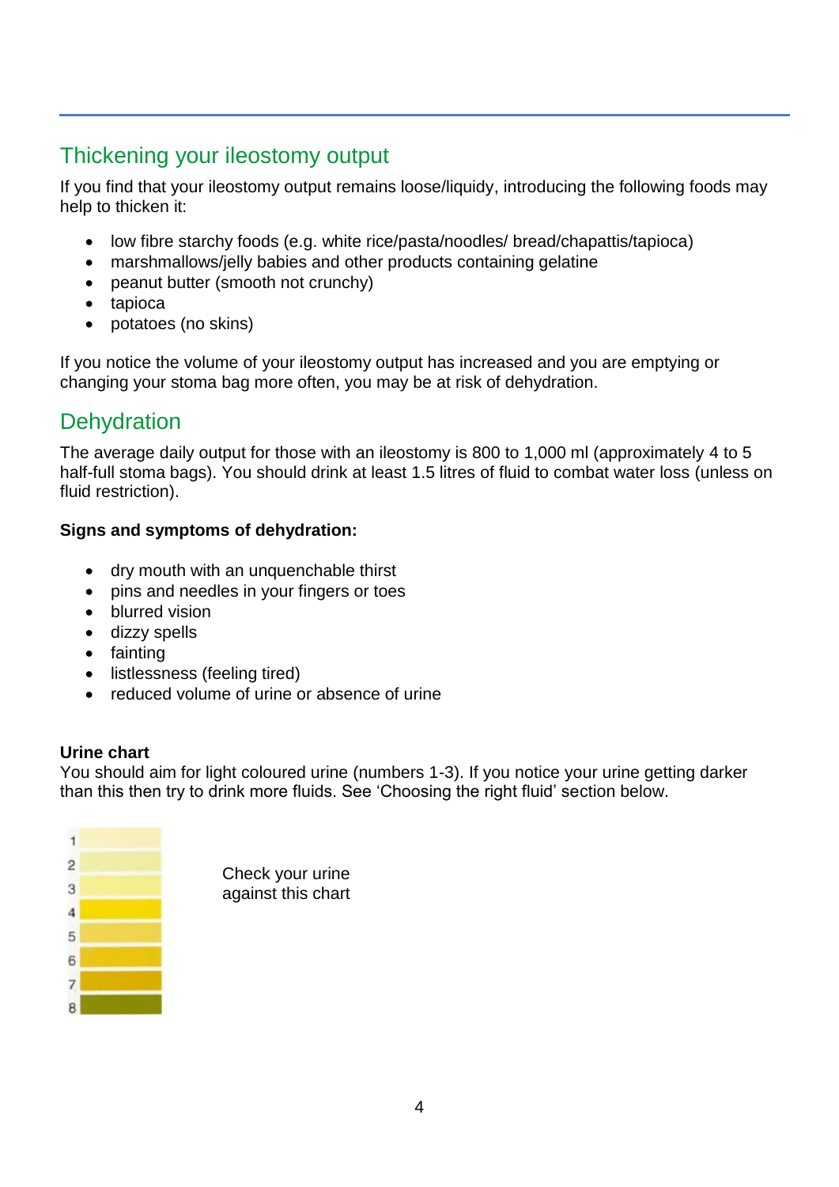## Thickening your ileostomy output

If you find that your ileostomy output remains loose/liquidy, introducing the following foods may help to thicken it:

- low fibre starchy foods (e.g. white rice/pasta/noodles/ bread/chapattis/tapioca)
- marshmallows/jelly babies and other products containing gelatine
- peanut butter (smooth not crunchy)
- tapioca
- potatoes (no skins)

If you notice the volume of your ileostomy output has increased and you are emptying or changing your stoma bag more often, you may be at risk of dehydration.

## Dehydration

The average daily output for those with an ileostomy is 800 to 1,000 ml (approximately 4 to 5 half-full stoma bags). You should drink at least 1.5 litres of fluid to combat water loss (unless on fluid restriction).

**Signs and symptoms of dehydration:**

- dry mouth with an unquenchable thirst
- pins and needles in your fingers or toes
- blurred vision
- dizzy spells
- fainting
- listlessness (feeling tired)
- reduced volume of urine or absence of urine

**Urine chart**

You should aim for light coloured urine (numbers 1-3). If you notice your urine getting darker than this then try to drink more fluids. See 'Choosing the right fluid' section below.

1
2
3
4
5
6
7
8

Check your urine against this chart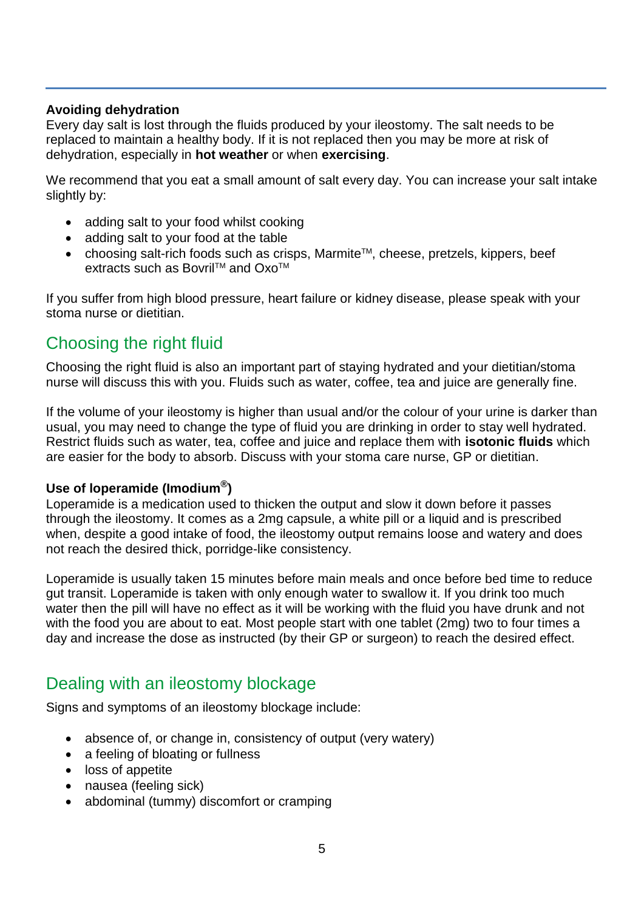**Avoiding dehydration**

Every day salt is lost through the fluids produced by your ileostomy. The salt needs to be replaced to maintain a healthy body. If it is not replaced then you may be more at risk of dehydration, especially in **hot weather** or when **exercising**.

We recommend that you eat a small amount of salt every day. You can increase your salt intake slightly by:

- adding salt to your food whilst cooking
- adding salt to your food at the table
- choosing salt-rich foods such as crisps, Marmite™, cheese, pretzels, kippers, beef extracts such as Bovril™ and Oxo™

If you suffer from high blood pressure, heart failure or kidney disease, please speak with your stoma nurse or dietitian.

## Choosing the right fluid

Choosing the right fluid is also an important part of staying hydrated and your dietitian/stoma nurse will discuss this with you. Fluids such as water, coffee, tea and juice are generally fine.

If the volume of your ileostomy is higher than usual and/or the colour of your urine is darker than usual, you may need to change the type of fluid you are drinking in order to stay well hydrated. Restrict fluids such as water, tea, coffee and juice and replace them with **isotonic fluids** which are easier for the body to absorb. Discuss with your stoma care nurse, GP or dietitian.

**Use of loperamide (Imodium®)**

Loperamide is a medication used to thicken the output and slow it down before it passes through the ileostomy. It comes as a 2mg capsule, a white pill or a liquid and is prescribed when, despite a good intake of food, the ileostomy output remains loose and watery and does not reach the desired thick, porridge-like consistency.

Loperamide is usually taken 15 minutes before main meals and once before bed time to reduce gut transit. Loperamide is taken with only enough water to swallow it. If you drink too much water then the pill will have no effect as it will be working with the fluid you have drunk and not with the food you are about to eat. Most people start with one tablet (2mg) two to four times a day and increase the dose as instructed (by their GP or surgeon) to reach the desired effect.

## Dealing with an ileostomy blockage

Signs and symptoms of an ileostomy blockage include:

- absence of, or change in, consistency of output (very watery)
- a feeling of bloating or fullness
- loss of appetite
- nausea (feeling sick)
- abdominal (tummy) discomfort or cramping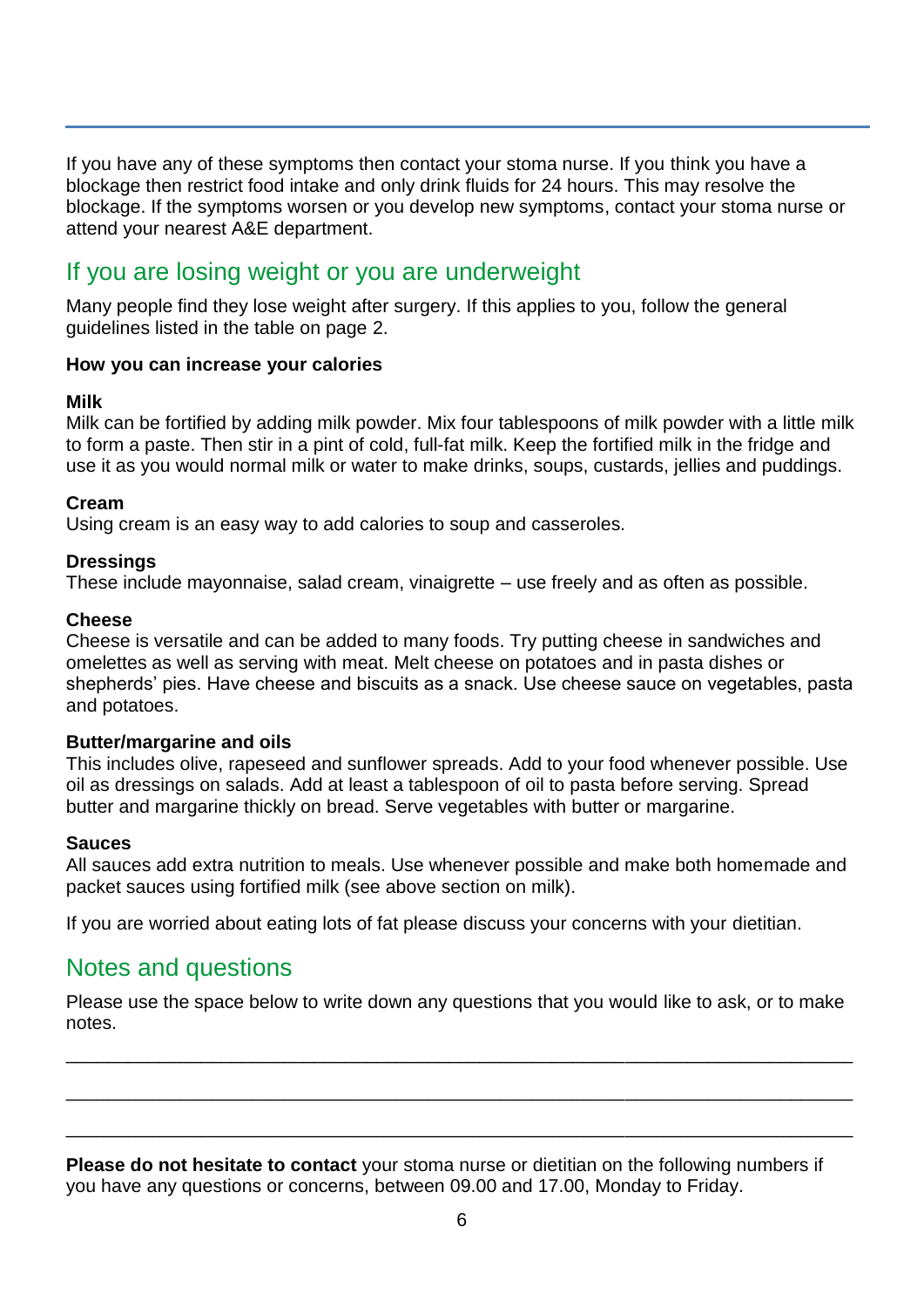If you have any of these symptoms then contact your stoma nurse. If you think you have a blockage then restrict food intake and only drink fluids for 24 hours. This may resolve the blockage. If the symptoms worsen or you develop new symptoms, contact your stoma nurse or attend your nearest A&E department.

## If you are losing weight or you are underweight

Many people find they lose weight after surgery. If this applies to you, follow the general guidelines listed in the table on page 2.

**How you can increase your calories**

**Milk**
Milk can be fortified by adding milk powder. Mix four tablespoons of milk powder with a little milk to form a paste. Then stir in a pint of cold, full-fat milk. Keep the fortified milk in the fridge and use it as you would normal milk or water to make drinks, soups, custards, jellies and puddings.

**Cream**
Using cream is an easy way to add calories to soup and casseroles.

**Dressings**
These include mayonnaise, salad cream, vinaigrette – use freely and as often as possible.

**Cheese**
Cheese is versatile and can be added to many foods. Try putting cheese in sandwiches and omelettes as well as serving with meat. Melt cheese on potatoes and in pasta dishes or shepherds' pies. Have cheese and biscuits as a snack. Use cheese sauce on vegetables, pasta and potatoes.

**Butter/margarine and oils**
This includes olive, rapeseed and sunflower spreads. Add to your food whenever possible. Use oil as dressings on salads. Add at least a tablespoon of oil to pasta before serving. Spread butter and margarine thickly on bread. Serve vegetables with butter or margarine.

**Sauces**
All sauces add extra nutrition to meals. Use whenever possible and make both homemade and packet sauces using fortified milk (see above section on milk).

If you are worried about eating lots of fat please discuss your concerns with your dietitian.

## Notes and questions

Please use the space below to write down any questions that you would like to ask, or to make notes.

___________________________________________________________________________

___________________________________________________________________________

___________________________________________________________________________

**Please do not hesitate to contact** your stoma nurse or dietitian on the following numbers if you have any questions or concerns, between 09.00 and 17.00, Monday to Friday.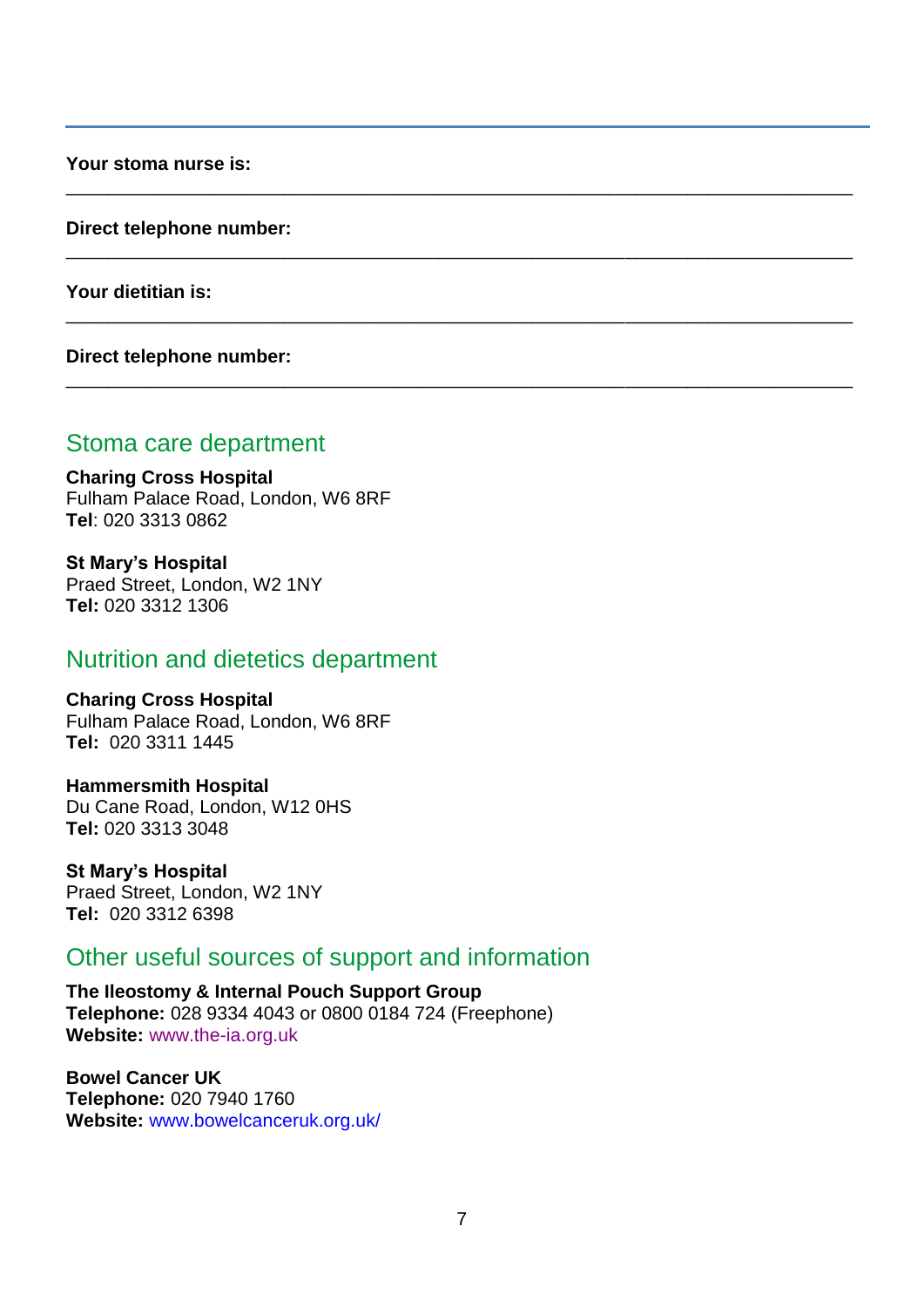**Your stoma nurse is:**

_______________________________________________________________________________

**Direct telephone number:**

_______________________________________________________________________________

**Your dietitian is:**

_______________________________________________________________________________

**Direct telephone number:**

_______________________________________________________________________________

## Stoma care department

**Charing Cross Hospital**
Fulham Palace Road, London, W6 8RF
**Tel**: 020 3313 0862

**St Mary's Hospital**
Praed Street, London, W2 1NY
**Tel:** 020 3312 1306

## Nutrition and dietetics department

**Charing Cross Hospital**
Fulham Palace Road, London, W6 8RF
**Tel:** 020 3311 1445

**Hammersmith Hospital**
Du Cane Road, London, W12 0HS
**Tel:** 020 3313 3048

**St Mary's Hospital**
Praed Street, London, W2 1NY
**Tel:** 020 3312 6398

## Other useful sources of support and information

**The Ileostomy & Internal Pouch Support Group**
**Telephone:** 028 9334 4043 or 0800 0184 724 (Freephone)
**Website:** www.the-ia.org.uk

**Bowel Cancer UK**
**Telephone:** 020 7940 1760
**Website:** www.bowelcanceruk.org.uk/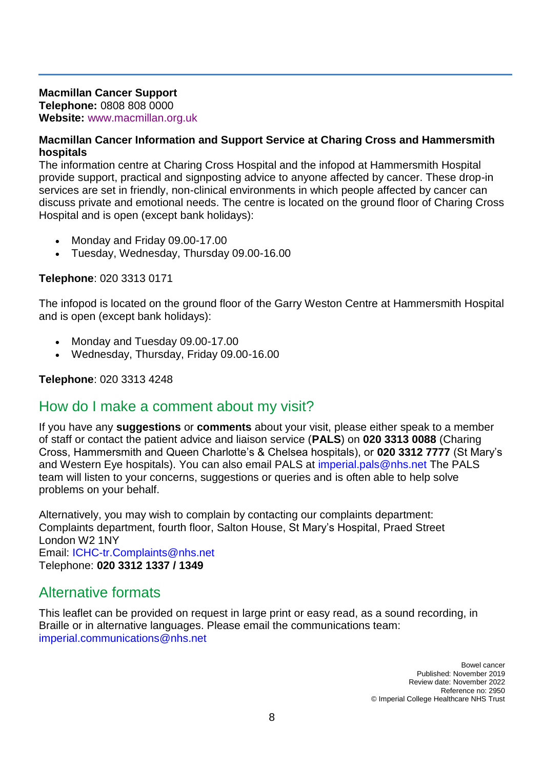**Macmillan Cancer Support**
**Telephone:** 0808 808 0000
**Website:** www.macmillan.org.uk

**Macmillan Cancer Information and Support Service at Charing Cross and Hammersmith hospitals**

The information centre at Charing Cross Hospital and the infopod at Hammersmith Hospital provide support, practical and signposting advice to anyone affected by cancer. These drop-in services are set in friendly, non-clinical environments in which people affected by cancer can discuss private and emotional needs. The centre is located on the ground floor of Charing Cross Hospital and is open (except bank holidays):

- Monday and Friday 09.00-17.00
- Tuesday, Wednesday, Thursday 09.00-16.00

**Telephone**: 020 3313 0171

The infopod is located on the ground floor of the Garry Weston Centre at Hammersmith Hospital and is open (except bank holidays):

- Monday and Tuesday 09.00-17.00
- Wednesday, Thursday, Friday 09.00-16.00

**Telephone**: 020 3313 4248

## How do I make a comment about my visit?

If you have any **suggestions** or **comments** about your visit, please either speak to a member of staff or contact the patient advice and liaison service (**PALS**) on **020 3313 0088** (Charing Cross, Hammersmith and Queen Charlotte's & Chelsea hospitals), or **020 3312 7777** (St Mary's and Western Eye hospitals). You can also email PALS at imperial.pals@nhs.net The PALS team will listen to your concerns, suggestions or queries and is often able to help solve problems on your behalf.

Alternatively, you may wish to complain by contacting our complaints department:
Complaints department, fourth floor, Salton House, St Mary's Hospital, Praed Street
London W2 1NY
Email: ICHC-tr.Complaints@nhs.net
Telephone: **020 3312 1337 / 1349**

## Alternative formats

This leaflet can be provided on request in large print or easy read, as a sound recording, in Braille or in alternative languages. Please email the communications team: imperial.communications@nhs.net

Bowel cancer
Published: November 2019
Review date: November 2022
Reference no: 2950
© Imperial College Healthcare NHS Trust